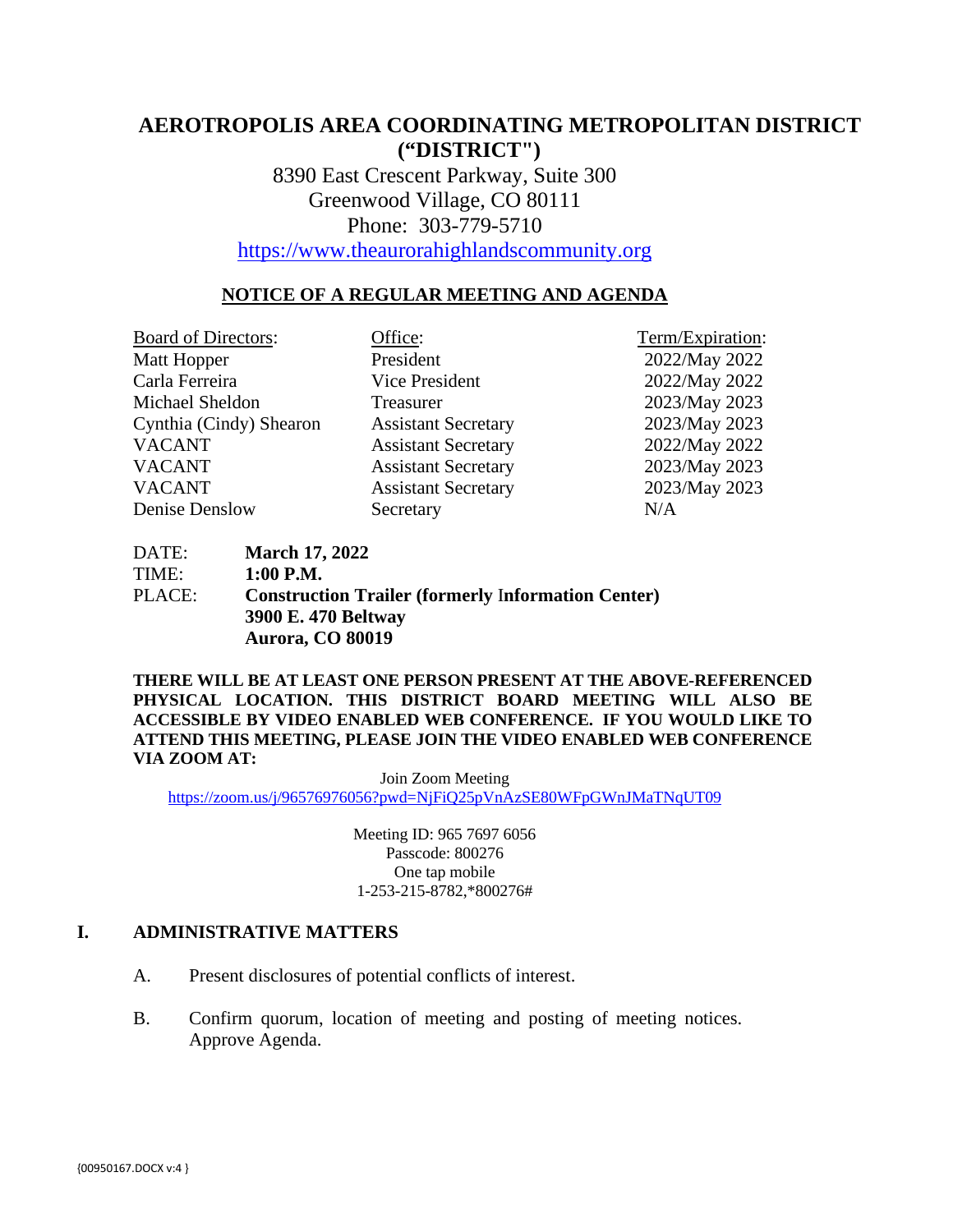# AEROTROPOLIS AREA COORDINATING METROPOLITAN DISTRICT ("DISTRICT")

8390 East Crescent Parkway, Suite 300
Greenwood Village, CO 80111
Phone: 303-779-5710
https://www.theaurorahighlandscommunity.org

## NOTICE OF A REGULAR MEETING AND AGENDA

| Board of Directors: | Office: | Term/Expiration: |
|---|---|---|
| Matt Hopper | President | 2022/May 2022 |
| Carla Ferreira | Vice President | 2022/May 2022 |
| Michael Sheldon | Treasurer | 2023/May 2023 |
| Cynthia (Cindy) Shearon | Assistant Secretary | 2023/May 2023 |
| VACANT | Assistant Secretary | 2022/May 2022 |
| VACANT | Assistant Secretary | 2023/May 2023 |
| VACANT | Assistant Secretary | 2023/May 2023 |
| Denise Denslow | Secretary | N/A |

DATE: **March 17, 2022**
TIME: **1:00 P.M.**
PLACE: **Construction Trailer (formerly Information Center)**
**3900 E. 470 Beltway**
**Aurora, CO 80019**

**THERE WILL BE AT LEAST ONE PERSON PRESENT AT THE ABOVE-REFERENCED PHYSICAL LOCATION. THIS DISTRICT BOARD MEETING WILL ALSO BE ACCESSIBLE BY VIDEO ENABLED WEB CONFERENCE. IF YOU WOULD LIKE TO ATTEND THIS MEETING, PLEASE JOIN THE VIDEO ENABLED WEB CONFERENCE VIA ZOOM AT:**

Join Zoom Meeting
https://zoom.us/j/96576976056?pwd=NjFiQ25pVnAzSE80WFpGWnJMaTNqUT09

Meeting ID: 965 7697 6056
Passcode: 800276
One tap mobile
1-253-215-8782,*800276#

## I. ADMINISTRATIVE MATTERS

A. Present disclosures of potential conflicts of interest.

B. Confirm quorum, location of meeting and posting of meeting notices. Approve Agenda.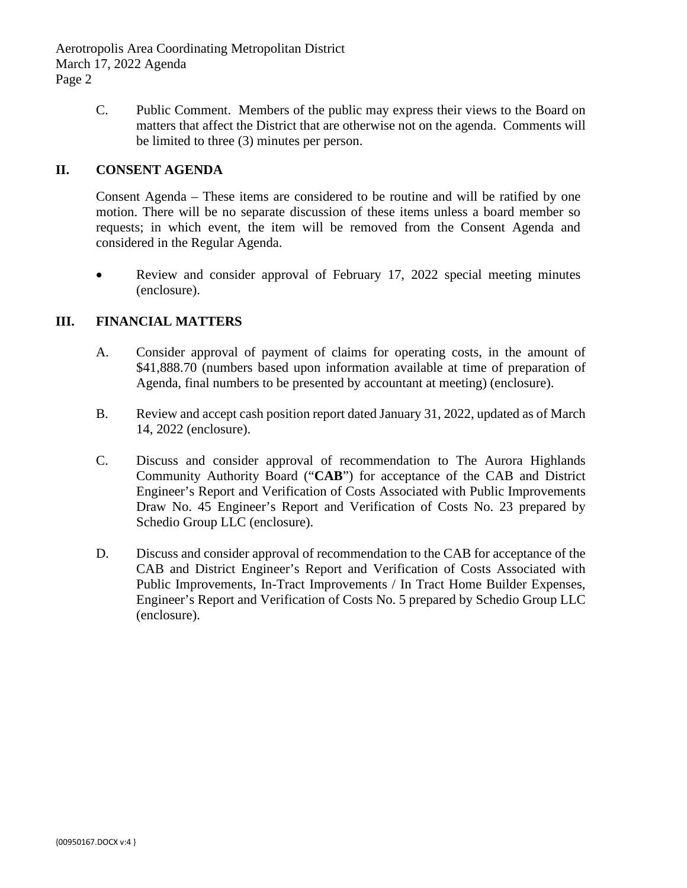C. Public Comment. Members of the public may express their views to the Board on matters that affect the District that are otherwise not on the agenda. Comments will be limited to three (3) minutes per person.

## II. CONSENT AGENDA

Consent Agenda – These items are considered to be routine and will be ratified by one motion. There will be no separate discussion of these items unless a board member so requests; in which event, the item will be removed from the Consent Agenda and considered in the Regular Agenda.

- Review and consider approval of February 17, 2022 special meeting minutes (enclosure).

## III. FINANCIAL MATTERS

A. Consider approval of payment of claims for operating costs, in the amount of $41,888.70 (numbers based upon information available at time of preparation of Agenda, final numbers to be presented by accountant at meeting) (enclosure).

B. Review and accept cash position report dated January 31, 2022, updated as of March 14, 2022 (enclosure).

C. Discuss and consider approval of recommendation to The Aurora Highlands Community Authority Board ("**CAB**") for acceptance of the CAB and District Engineer's Report and Verification of Costs Associated with Public Improvements Draw No. 45 Engineer's Report and Verification of Costs No. 23 prepared by Schedio Group LLC (enclosure).

D. Discuss and consider approval of recommendation to the CAB for acceptance of the CAB and District Engineer's Report and Verification of Costs Associated with Public Improvements, In-Tract Improvements / In Tract Home Builder Expenses, Engineer's Report and Verification of Costs No. 5 prepared by Schedio Group LLC (enclosure).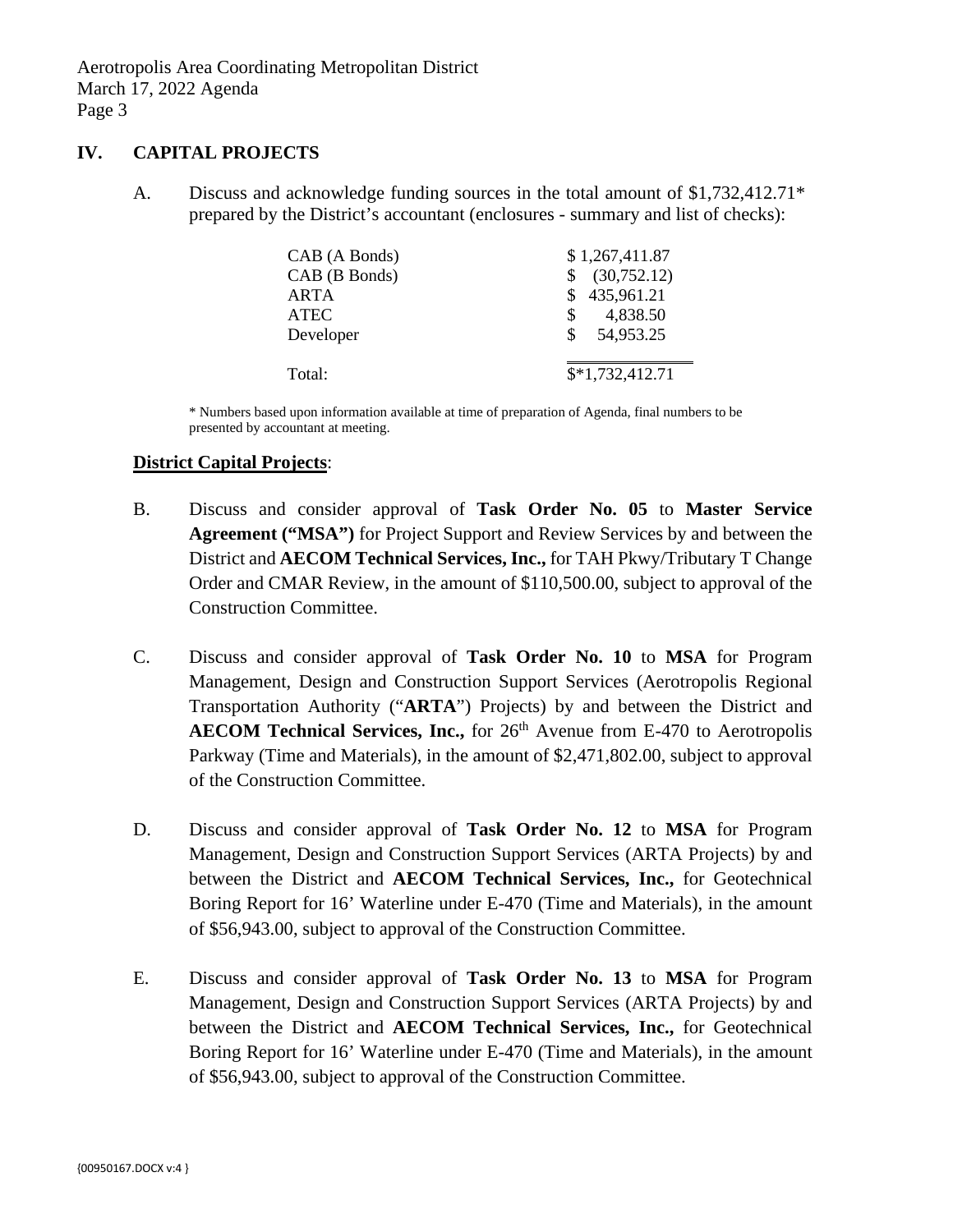## IV. CAPITAL PROJECTS

A. Discuss and acknowledge funding sources in the total amount of $1,732,412.71* prepared by the District's accountant (enclosures - summary and list of checks):

| | |
|---|---|
| CAB (A Bonds) | $ 1,267,411.87 |
| CAB (B Bonds) | $ (30,752.12) |
| ARTA | $ 435,961.21 |
| ATEC | $ 4,838.50 |
| Developer | $ 54,953.25 |
| Total: | $*1,732,412.71 |

\* Numbers based upon information available at time of preparation of Agenda, final numbers to be presented by accountant at meeting.

**District Capital Projects**:

B. Discuss and consider approval of **Task Order No. 05** to **Master Service Agreement ("MSA")** for Project Support and Review Services by and between the District and **AECOM Technical Services, Inc.,** for TAH Pkwy/Tributary T Change Order and CMAR Review, in the amount of $110,500.00, subject to approval of the Construction Committee.

C. Discuss and consider approval of **Task Order No. 10** to **MSA** for Program Management, Design and Construction Support Services (Aerotropolis Regional Transportation Authority ("**ARTA**") Projects) by and between the District and **AECOM Technical Services, Inc.,** for 26th Avenue from E-470 to Aerotropolis Parkway (Time and Materials), in the amount of $2,471,802.00, subject to approval of the Construction Committee.

D. Discuss and consider approval of **Task Order No. 12** to **MSA** for Program Management, Design and Construction Support Services (ARTA Projects) by and between the District and **AECOM Technical Services, Inc.,** for Geotechnical Boring Report for 16' Waterline under E-470 (Time and Materials), in the amount of $56,943.00, subject to approval of the Construction Committee.

E. Discuss and consider approval of **Task Order No. 13** to **MSA** for Program Management, Design and Construction Support Services (ARTA Projects) by and between the District and **AECOM Technical Services, Inc.,** for Geotechnical Boring Report for 16' Waterline under E-470 (Time and Materials), in the amount of $56,943.00, subject to approval of the Construction Committee.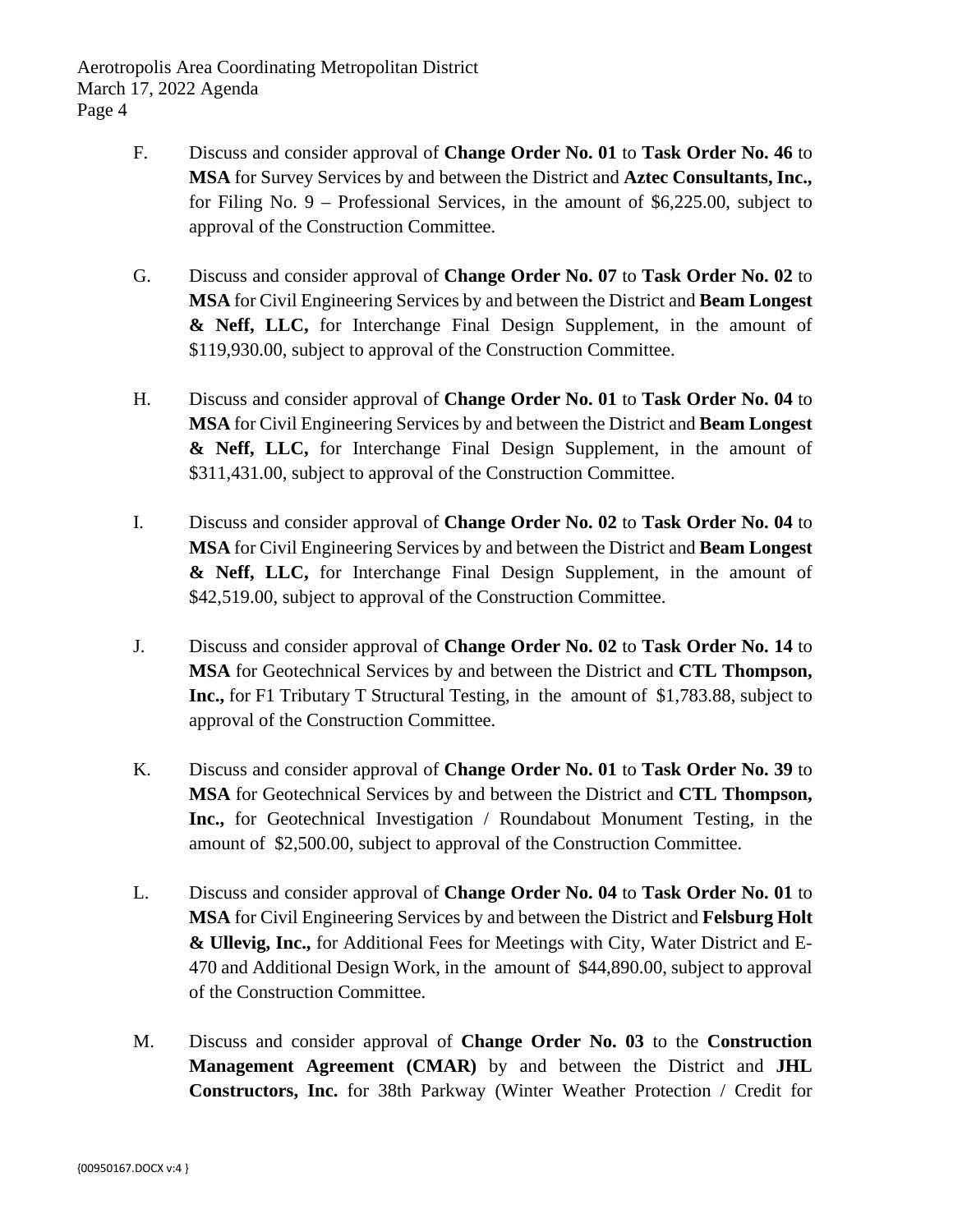F. Discuss and consider approval of **Change Order No. 01** to **Task Order No. 46** to **MSA** for Survey Services by and between the District and **Aztec Consultants, Inc.,** for Filing No. 9 – Professional Services, in the amount of $6,225.00, subject to approval of the Construction Committee.

G. Discuss and consider approval of **Change Order No. 07** to **Task Order No. 02** to **MSA** for Civil Engineering Services by and between the District and **Beam Longest & Neff, LLC,** for Interchange Final Design Supplement, in the amount of $119,930.00, subject to approval of the Construction Committee.

H. Discuss and consider approval of **Change Order No. 01** to **Task Order No. 04** to **MSA** for Civil Engineering Services by and between the District and **Beam Longest & Neff, LLC,** for Interchange Final Design Supplement, in the amount of $311,431.00, subject to approval of the Construction Committee.

I. Discuss and consider approval of **Change Order No. 02** to **Task Order No. 04** to **MSA** for Civil Engineering Services by and between the District and **Beam Longest & Neff, LLC,** for Interchange Final Design Supplement, in the amount of $42,519.00, subject to approval of the Construction Committee.

J. Discuss and consider approval of **Change Order No. 02** to **Task Order No. 14** to **MSA** for Geotechnical Services by and between the District and **CTL Thompson, Inc.,** for F1 Tributary T Structural Testing, in the amount of $1,783.88, subject to approval of the Construction Committee.

K. Discuss and consider approval of **Change Order No. 01** to **Task Order No. 39** to **MSA** for Geotechnical Services by and between the District and **CTL Thompson, Inc.,** for Geotechnical Investigation / Roundabout Monument Testing, in the amount of $2,500.00, subject to approval of the Construction Committee.

L. Discuss and consider approval of **Change Order No. 04** to **Task Order No. 01** to **MSA** for Civil Engineering Services by and between the District and **Felsburg Holt & Ullevig, Inc.,** for Additional Fees for Meetings with City, Water District and E-470 and Additional Design Work, in the amount of $44,890.00, subject to approval of the Construction Committee.

M. Discuss and consider approval of **Change Order No. 03** to the **Construction Management Agreement (CMAR)** by and between the District and **JHL Constructors, Inc.** for 38th Parkway (Winter Weather Protection / Credit for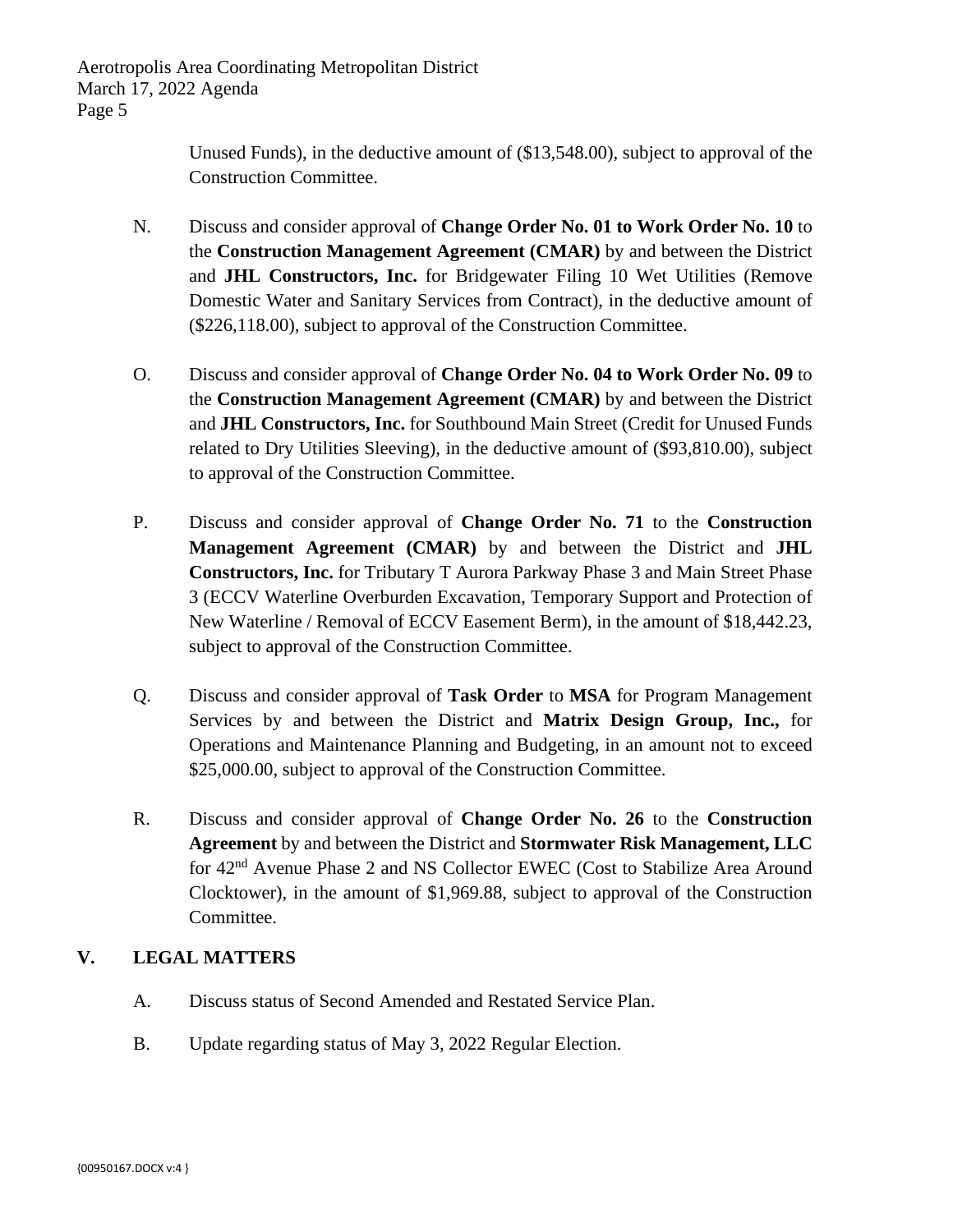Unused Funds), in the deductive amount of ($13,548.00), subject to approval of the Construction Committee.

N. Discuss and consider approval of **Change Order No. 01 to Work Order No. 10** to the **Construction Management Agreement (CMAR)** by and between the District and **JHL Constructors, Inc.** for Bridgewater Filing 10 Wet Utilities (Remove Domestic Water and Sanitary Services from Contract), in the deductive amount of ($226,118.00), subject to approval of the Construction Committee.

O. Discuss and consider approval of **Change Order No. 04 to Work Order No. 09** to the **Construction Management Agreement (CMAR)** by and between the District and **JHL Constructors, Inc.** for Southbound Main Street (Credit for Unused Funds related to Dry Utilities Sleeving), in the deductive amount of ($93,810.00), subject to approval of the Construction Committee.

P. Discuss and consider approval of **Change Order No. 71** to the **Construction Management Agreement (CMAR)** by and between the District and **JHL Constructors, Inc.** for Tributary T Aurora Parkway Phase 3 and Main Street Phase 3 (ECCV Waterline Overburden Excavation, Temporary Support and Protection of New Waterline / Removal of ECCV Easement Berm), in the amount of $18,442.23, subject to approval of the Construction Committee.

Q. Discuss and consider approval of **Task Order** to **MSA** for Program Management Services by and between the District and **Matrix Design Group, Inc.,** for Operations and Maintenance Planning and Budgeting, in an amount not to exceed $25,000.00, subject to approval of the Construction Committee.

R. Discuss and consider approval of **Change Order No. 26** to the **Construction Agreement** by and between the District and **Stormwater Risk Management, LLC** for 42nd Avenue Phase 2 and NS Collector EWEC (Cost to Stabilize Area Around Clocktower), in the amount of $1,969.88, subject to approval of the Construction Committee.

## V. LEGAL MATTERS

A. Discuss status of Second Amended and Restated Service Plan.

B. Update regarding status of May 3, 2022 Regular Election.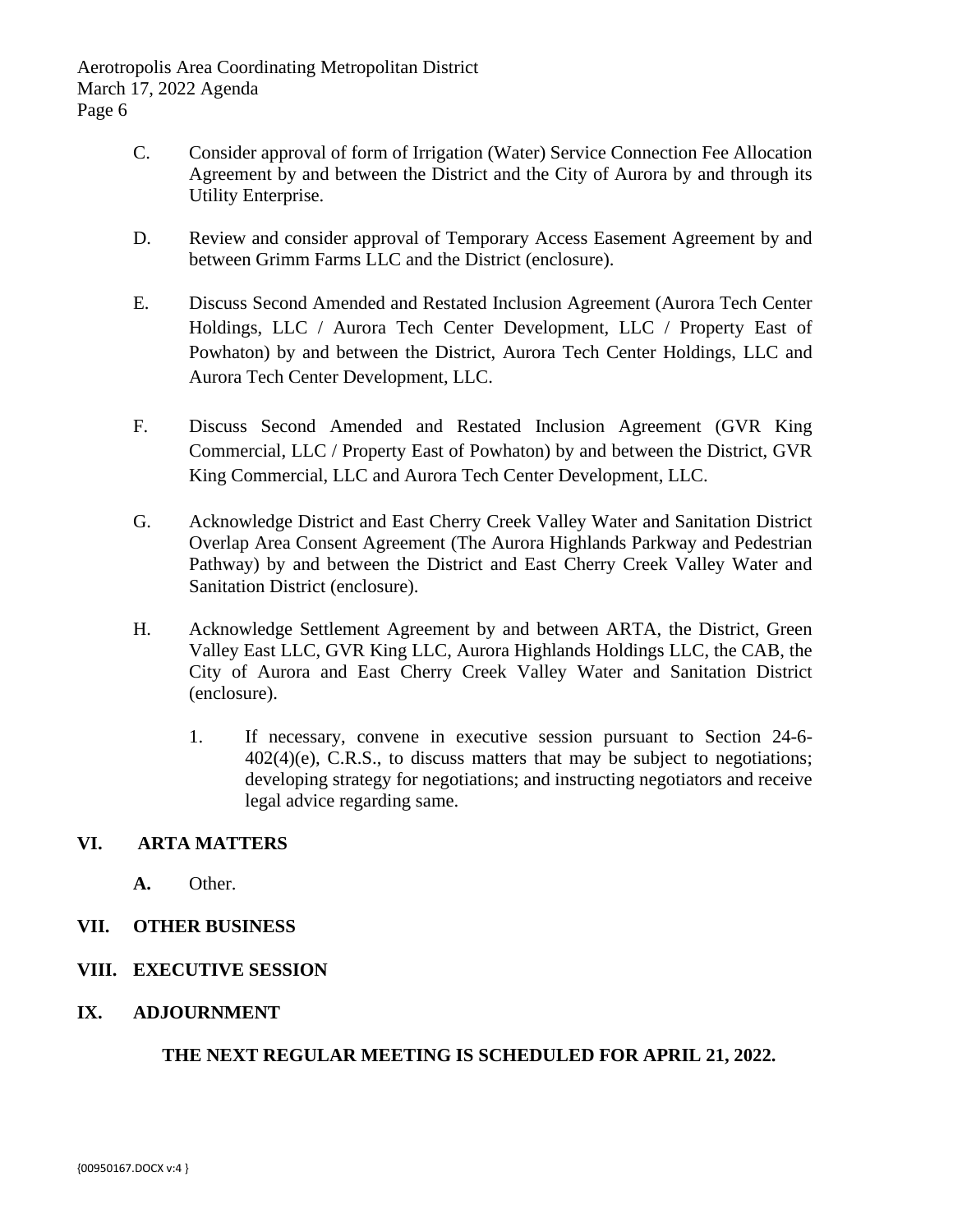C. Consider approval of form of Irrigation (Water) Service Connection Fee Allocation Agreement by and between the District and the City of Aurora by and through its Utility Enterprise.

D. Review and consider approval of Temporary Access Easement Agreement by and between Grimm Farms LLC and the District (enclosure).

E. Discuss Second Amended and Restated Inclusion Agreement (Aurora Tech Center Holdings, LLC / Aurora Tech Center Development, LLC / Property East of Powhaton) by and between the District, Aurora Tech Center Holdings, LLC and Aurora Tech Center Development, LLC.

F. Discuss Second Amended and Restated Inclusion Agreement (GVR King Commercial, LLC / Property East of Powhaton) by and between the District, GVR King Commercial, LLC and Aurora Tech Center Development, LLC.

G. Acknowledge District and East Cherry Creek Valley Water and Sanitation District Overlap Area Consent Agreement (The Aurora Highlands Parkway and Pedestrian Pathway) by and between the District and East Cherry Creek Valley Water and Sanitation District (enclosure).

H. Acknowledge Settlement Agreement by and between ARTA, the District, Green Valley East LLC, GVR King LLC, Aurora Highlands Holdings LLC, the CAB, the City of Aurora and East Cherry Creek Valley Water and Sanitation District (enclosure).

   1. If necessary, convene in executive session pursuant to Section 24-6-402(4)(e), C.R.S., to discuss matters that may be subject to negotiations; developing strategy for negotiations; and instructing negotiators and receive legal advice regarding same.

## VI. ARTA MATTERS

**A.** Other.

## VII. OTHER BUSINESS

## VIII. EXECUTIVE SESSION

## IX. ADJOURNMENT

**THE NEXT REGULAR MEETING IS SCHEDULED FOR APRIL 21, 2022.**

{00950167.DOCX v:4 }